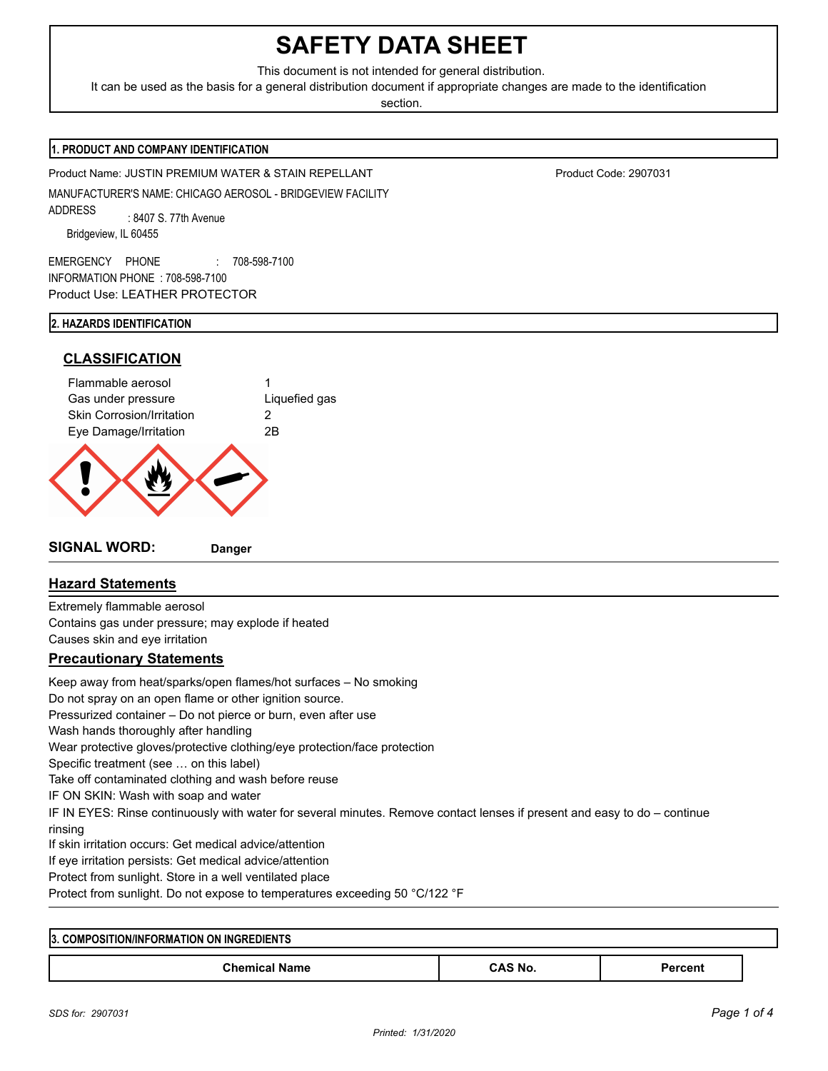# SAFETY DATA SHEET

This document is not intended for general distribution.
It can be used as the basis for a general distribution document if appropriate changes are made to the identification section.

## 1. PRODUCT AND COMPANY IDENTIFICATION

Product Name: JUSTIN PREMIUM WATER & STAIN REPELLANT

Product Code: 2907031

MANUFACTURER'S NAME: CHICAGO AEROSOL - BRIDGEVIEW FACILITY

ADDRESS : 8407 S. 77th Avenue
Bridgeview, IL 60455

EMERGENCY PHONE : 708-598-7100
INFORMATION PHONE : 708-598-7100

Product Use: LEATHER PROTECTOR

## 2. HAZARDS IDENTIFICATION

### CLASSIFICATION

| | |
|---|---|
| Flammable aerosol | 1 |
| Gas under pressure | Liquefied gas |
| Skin Corrosion/Irritation | 2 |
| Eye Damage/Irritation | 2B |

**SIGNAL WORD:** **Danger**

### Hazard Statements

Extremely flammable aerosol
Contains gas under pressure; may explode if heated
Causes skin and eye irritation

### Precautionary Statements

Keep away from heat/sparks/open flames/hot surfaces – No smoking
Do not spray on an open flame or other ignition source.
Pressurized container – Do not pierce or burn, even after use
Wash hands thoroughly after handling
Wear protective gloves/protective clothing/eye protection/face protection
Specific treatment (see … on this label)
Take off contaminated clothing and wash before reuse
IF ON SKIN: Wash with soap and water
IF IN EYES: Rinse continuously with water for several minutes. Remove contact lenses if present and easy to do – continue rinsing
If skin irritation occurs: Get medical advice/attention
If eye irritation persists: Get medical advice/attention
Protect from sunlight. Store in a well ventilated place
Protect from sunlight. Do not expose to temperatures exceeding 50 °C/122 °F

## 3. COMPOSITION/INFORMATION ON INGREDIENTS

| Chemical Name | CAS No. | Percent |
|---|---|---|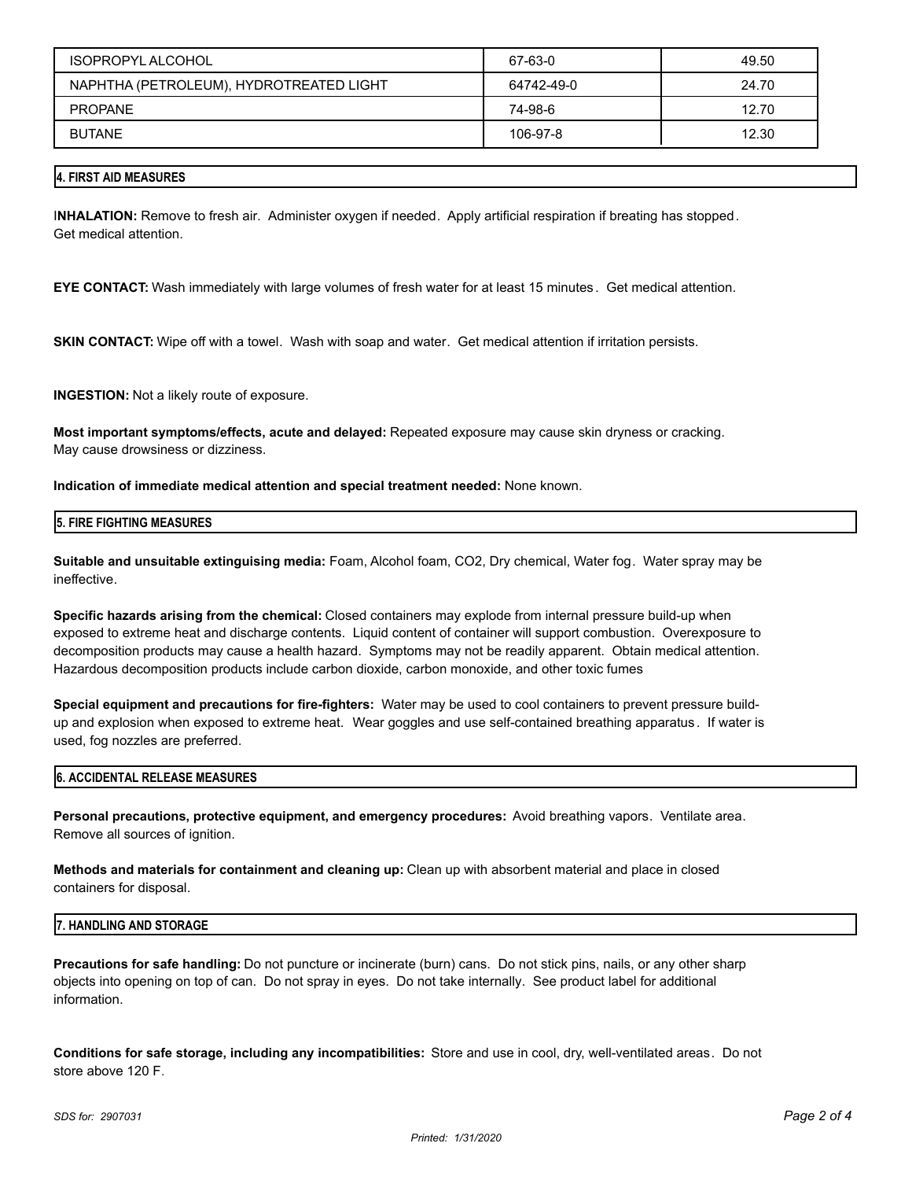| ISOPROPYL ALCOHOL | 67-63-0 | 49.50 |
|---|---|---|
| NAPHTHA (PETROLEUM), HYDROTREATED LIGHT | 64742-49-0 | 24.70 |
| PROPANE | 74-98-6 | 12.70 |
| BUTANE | 106-97-8 | 12.30 |

## 4. FIRST AID MEASURES

I**NHALATION:** Remove to fresh air. Administer oxygen if needed. Apply artificial respiration if breating has stopped. Get medical attention.

**EYE CONTACT:** Wash immediately with large volumes of fresh water for at least 15 minutes. Get medical attention.

**SKIN CONTACT:** Wipe off with a towel. Wash with soap and water. Get medical attention if irritation persists.

**INGESTION:** Not a likely route of exposure.

**Most important symptoms/effects, acute and delayed:** Repeated exposure may cause skin dryness or cracking. May cause drowsiness or dizziness.

**Indication of immediate medical attention and special treatment needed:** None known.

## 5. FIRE FIGHTING MEASURES

**Suitable and unsuitable extinguising media:** Foam, Alcohol foam, CO2, Dry chemical, Water fog. Water spray may be ineffective.

**Specific hazards arising from the chemical:** Closed containers may explode from internal pressure build-up when exposed to extreme heat and discharge contents. Liquid content of container will support combustion. Overexposure to decomposition products may cause a health hazard. Symptoms may not be readily apparent. Obtain medical attention. Hazardous decomposition products include carbon dioxide, carbon monoxide, and other toxic fumes

**Special equipment and precautions for fire-fighters:** Water may be used to cool containers to prevent pressure build-up and explosion when exposed to extreme heat. Wear goggles and use self-contained breathing apparatus. If water is used, fog nozzles are preferred.

## 6. ACCIDENTAL RELEASE MEASURES

**Personal precautions, protective equipment, and emergency procedures:** Avoid breathing vapors. Ventilate area. Remove all sources of ignition.

**Methods and materials for containment and cleaning up:** Clean up with absorbent material and place in closed containers for disposal.

## 7. HANDLING AND STORAGE

**Precautions for safe handling:** Do not puncture or incinerate (burn) cans. Do not stick pins, nails, or any other sharp objects into opening on top of can. Do not spray in eyes. Do not take internally. See product label for additional information.

**Conditions for safe storage, including any incompatibilities:** Store and use in cool, dry, well-ventilated areas. Do not store above 120 F.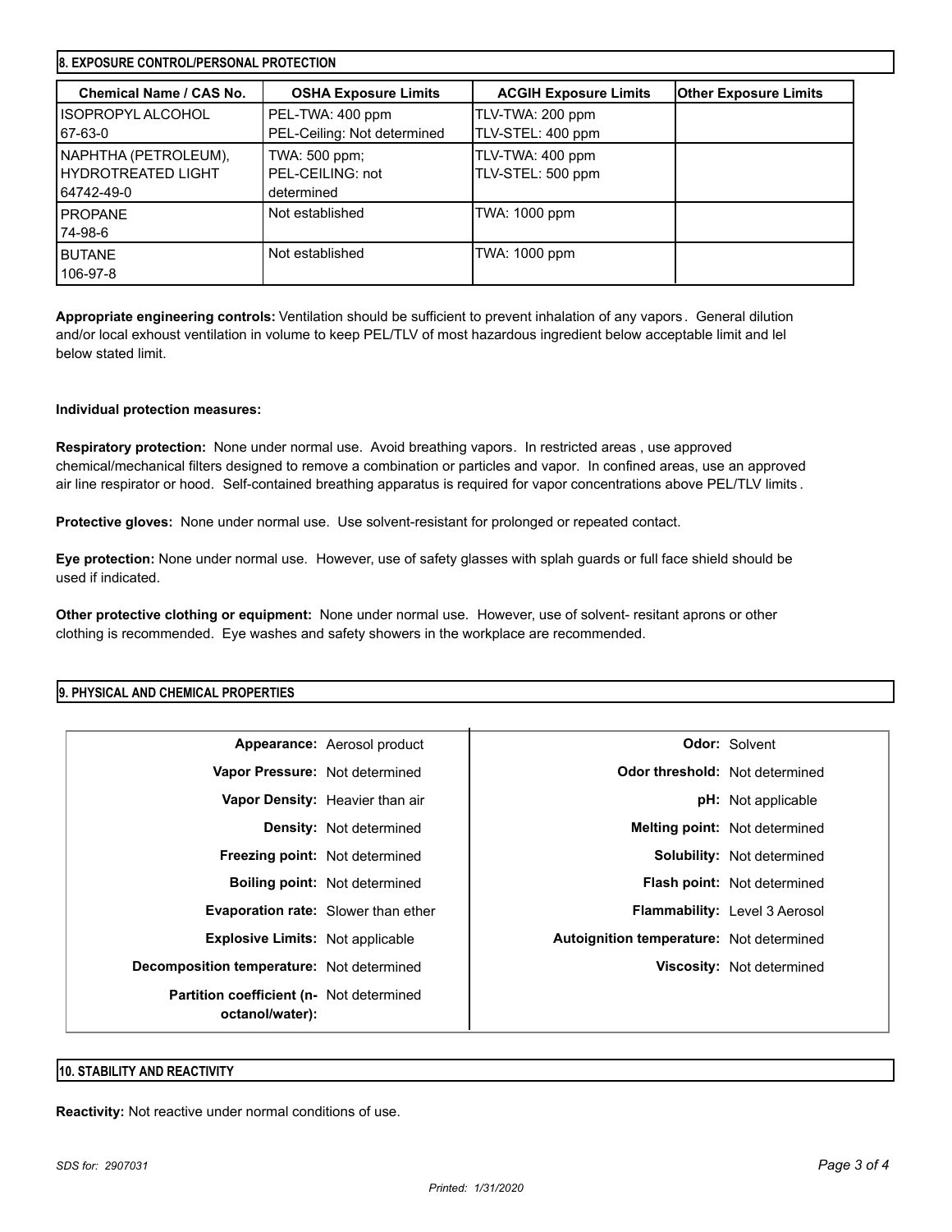## 8. EXPOSURE CONTROL/PERSONAL PROTECTION

| Chemical Name / CAS No. | OSHA Exposure Limits | ACGIH Exposure Limits | Other Exposure Limits |
|---|---|---|---|
| ISOPROPYL ALCOHOL<br>67-63-0 | PEL-TWA: 400 ppm<br>PEL-Ceiling: Not determined | TLV-TWA: 200 ppm<br>TLV-STEL: 400 ppm | |
| NAPHTHA (PETROLEUM), HYDROTREATED LIGHT<br>64742-49-0 | TWA: 500 ppm;<br>PEL-CEILING: not determined | TLV-TWA: 400 ppm<br>TLV-STEL: 500 ppm | |
| PROPANE<br>74-98-6 | Not established | TWA: 1000 ppm | |
| BUTANE<br>106-97-8 | Not established | TWA: 1000 ppm | |

**Appropriate engineering controls:** Ventilation should be sufficient to prevent inhalation of any vapors. General dilution and/or local exhoust ventilation in volume to keep PEL/TLV of most hazardous ingredient below acceptable limit and lel below stated limit.

**Individual protection measures:**

**Respiratory protection:** None under normal use. Avoid breathing vapors. In restricted areas , use approved chemical/mechanical filters designed to remove a combination or particles and vapor. In confined areas, use an approved air line respirator or hood. Self-contained breathing apparatus is required for vapor concentrations above PEL/TLV limits .

**Protective gloves:** None under normal use. Use solvent-resistant for prolonged or repeated contact.

**Eye protection:** None under normal use. However, use of safety glasses with splah guards or full face shield should be used if indicated.

**Other protective clothing or equipment:** None under normal use. However, use of solvent- resitant aprons or other clothing is recommended. Eye washes and safety showers in the workplace are recommended.

## 9. PHYSICAL AND CHEMICAL PROPERTIES

| Property | Value | Property | Value |
|---|---|---|---|
| **Appearance:** | Aerosol product | **Odor:** | Solvent |
| **Vapor Pressure:** | Not determined | **Odor threshold:** | Not determined |
| **Vapor Density:** | Heavier than air | **pH:** | Not applicable |
| **Density:** | Not determined | **Melting point:** | Not determined |
| **Freezing point:** | Not determined | **Solubility:** | Not determined |
| **Boiling point:** | Not determined | **Flash point:** | Not determined |
| **Evaporation rate:** | Slower than ether | **Flammability:** | Level 3 Aerosol |
| **Explosive Limits:** | Not applicable | **Autoignition temperature:** | Not determined |
| **Decomposition temperature:** | Not determined | **Viscosity:** | Not determined |
| **Partition coefficient (n-octanol/water):** | Not determined | | |

## 10. STABILITY AND REACTIVITY

**Reactivity:** Not reactive under normal conditions of use.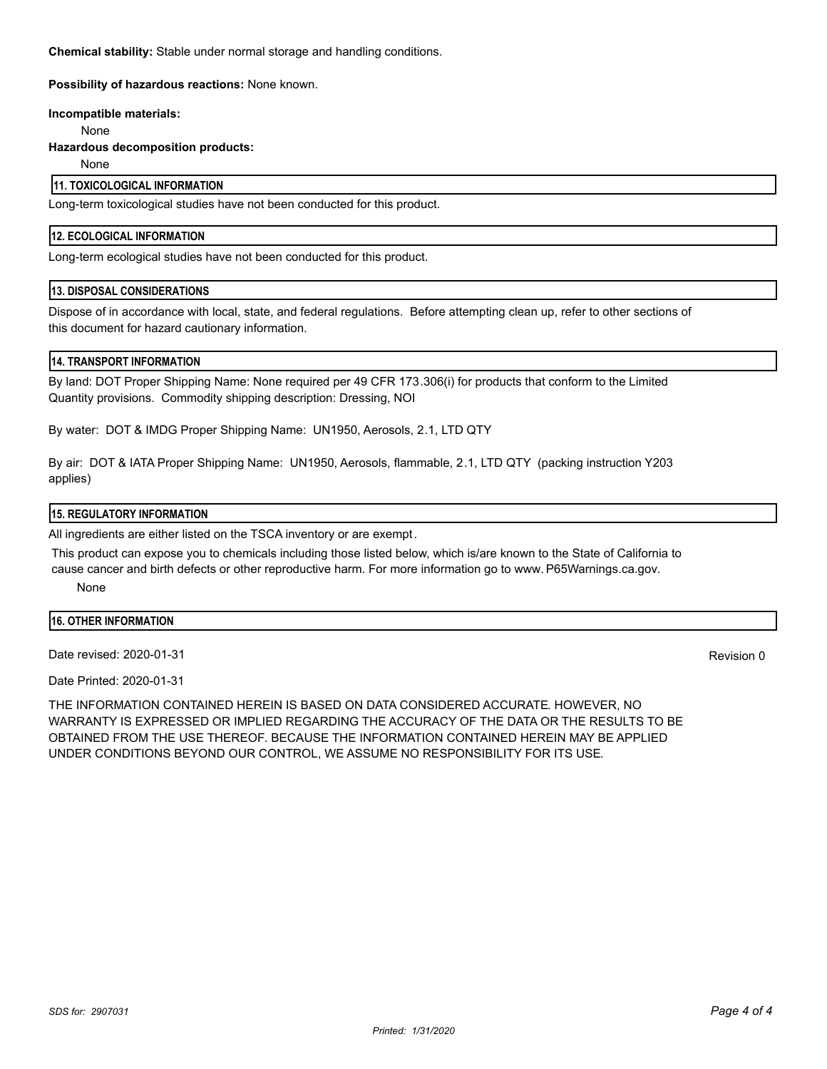**Chemical stability:** Stable under normal storage and handling conditions.

**Possibility of hazardous reactions:** None known.

**Incompatible materials:**

None

**Hazardous decomposition products:**

None

## 11. TOXICOLOGICAL INFORMATION

Long-term toxicological studies have not been conducted for this product.

## 12. ECOLOGICAL INFORMATION

Long-term ecological studies have not been conducted for this product.

## 13. DISPOSAL CONSIDERATIONS

Dispose of in accordance with local, state, and federal regulations. Before attempting clean up, refer to other sections of this document for hazard cautionary information.

## 14. TRANSPORT INFORMATION

By land: DOT Proper Shipping Name: None required per 49 CFR 173.306(i) for products that conform to the Limited Quantity provisions. Commodity shipping description: Dressing, NOI

By water: DOT & IMDG Proper Shipping Name: UN1950, Aerosols, 2.1, LTD QTY

By air: DOT & IATA Proper Shipping Name: UN1950, Aerosols, flammable, 2.1, LTD QTY (packing instruction Y203 applies)

## 15. REGULATORY INFORMATION

All ingredients are either listed on the TSCA inventory or are exempt.

This product can expose you to chemicals including those listed below, which is/are known to the State of California to cause cancer and birth defects or other reproductive harm. For more information go to www.P65Warnings.ca.gov.

None

## 16. OTHER INFORMATION

Date revised: 2020-01-31 Revision 0

Date Printed: 2020-01-31

THE INFORMATION CONTAINED HEREIN IS BASED ON DATA CONSIDERED ACCURATE. HOWEVER, NO WARRANTY IS EXPRESSED OR IMPLIED REGARDING THE ACCURACY OF THE DATA OR THE RESULTS TO BE OBTAINED FROM THE USE THEREOF. BECAUSE THE INFORMATION CONTAINED HEREIN MAY BE APPLIED UNDER CONDITIONS BEYOND OUR CONTROL, WE ASSUME NO RESPONSIBILITY FOR ITS USE.